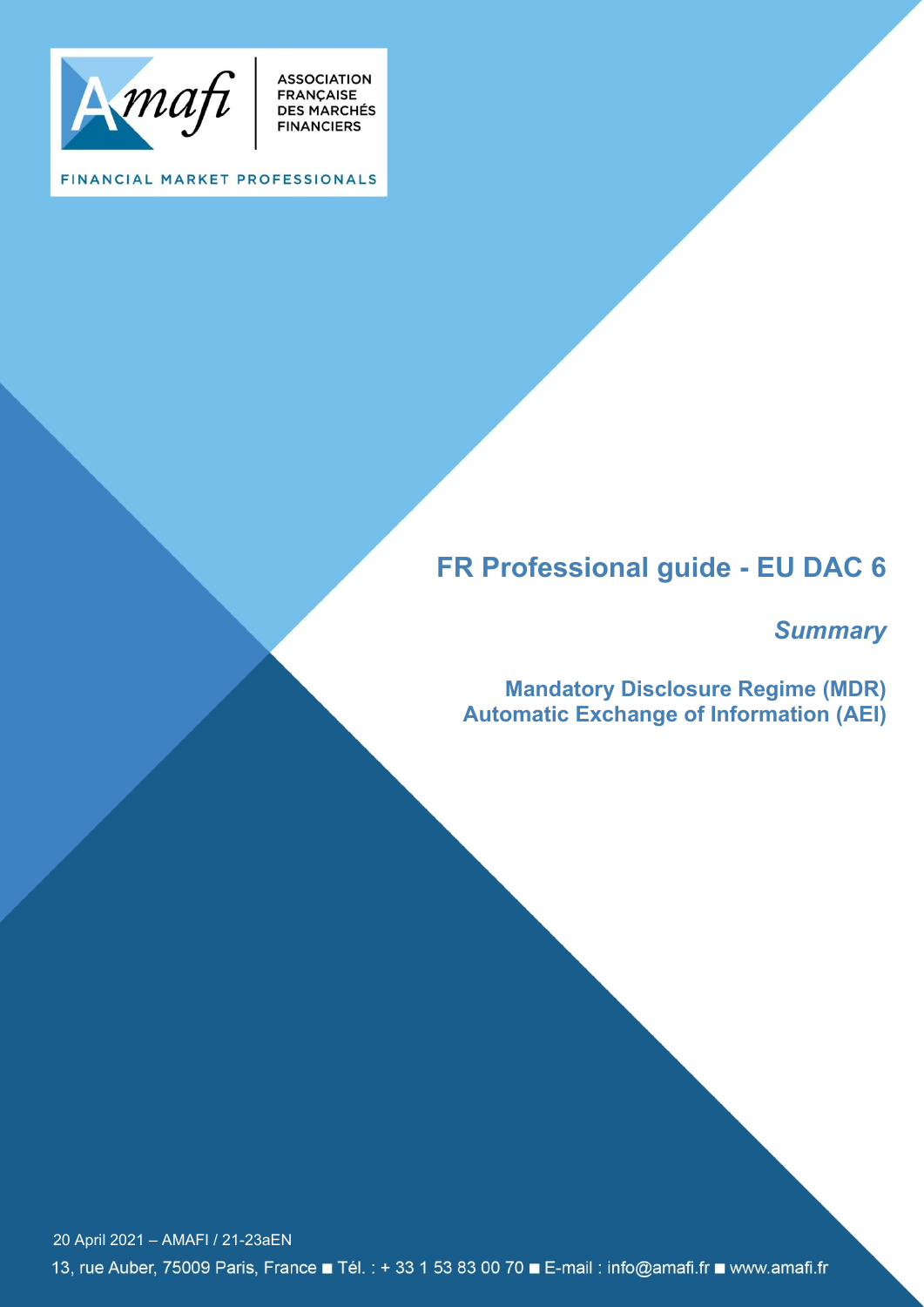ASSOCIATION FRANÇAISE DES MARCHÉS FINANCIERS

FINANCIAL MARKET PROFESSIONALS

# FR Professional guide - EU DAC 6

## *Summary*

### Mandatory Disclosure Regime (MDR)
### Automatic Exchange of Information (AEI)

20 April 2021 – AMAFI / 21-23aEN

13, rue Auber, 75009 Paris, France ■ Tél. : + 33 1 53 83 00 70 ■ E-mail : info@amafi.fr ■ www.amafi.fr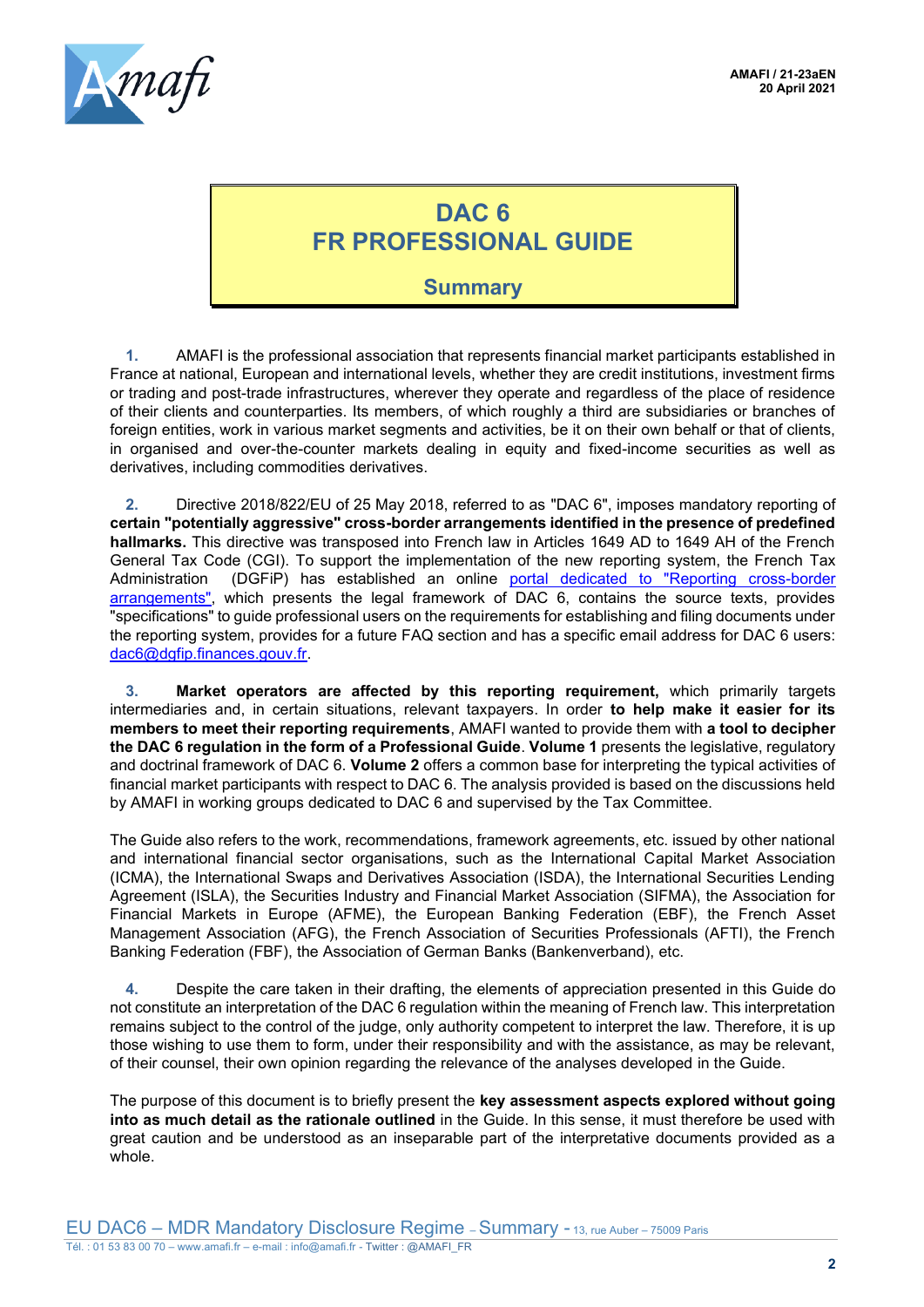# DAC 6
# FR PROFESSIONAL GUIDE

## Summary

**1.** AMAFI is the professional association that represents financial market participants established in France at national, European and international levels, whether they are credit institutions, investment firms or trading and post-trade infrastructures, wherever they operate and regardless of the place of residence of their clients and counterparties. Its members, of which roughly a third are subsidiaries or branches of foreign entities, work in various market segments and activities, be it on their own behalf or that of clients, in organised and over-the-counter markets dealing in equity and fixed-income securities as well as derivatives, including commodities derivatives.

**2.** Directive 2018/822/EU of 25 May 2018, referred to as "DAC 6", imposes mandatory reporting of **certain "potentially aggressive" cross-border arrangements identified in the presence of predefined hallmarks.** This directive was transposed into French law in Articles 1649 AD to 1649 AH of the French General Tax Code (CGI). To support the implementation of the new reporting system, the French Tax Administration (DGFiP) has established an online portal dedicated to "Reporting cross-border arrangements", which presents the legal framework of DAC 6, contains the source texts, provides "specifications" to guide professional users on the requirements for establishing and filing documents under the reporting system, provides for a future FAQ section and has a specific email address for DAC 6 users: dac6@dgfip.finances.gouv.fr.

**3.** **Market operators are affected by this reporting requirement,** which primarily targets intermediaries and, in certain situations, relevant taxpayers. In order **to help make it easier for its members to meet their reporting requirements**, AMAFI wanted to provide them with **a tool to decipher the DAC 6 regulation in the form of a Professional Guide**. **Volume 1** presents the legislative, regulatory and doctrinal framework of DAC 6. **Volume 2** offers a common base for interpreting the typical activities of financial market participants with respect to DAC 6. The analysis provided is based on the discussions held by AMAFI in working groups dedicated to DAC 6 and supervised by the Tax Committee.

The Guide also refers to the work, recommendations, framework agreements, etc. issued by other national and international financial sector organisations, such as the International Capital Market Association (ICMA), the International Swaps and Derivatives Association (ISDA), the International Securities Lending Agreement (ISLA), the Securities Industry and Financial Market Association (SIFMA), the Association for Financial Markets in Europe (AFME), the European Banking Federation (EBF), the French Asset Management Association (AFG), the French Association of Securities Professionals (AFTI), the French Banking Federation (FBF), the Association of German Banks (Bankenverband), etc.

**4.** Despite the care taken in their drafting, the elements of appreciation presented in this Guide do not constitute an interpretation of the DAC 6 regulation within the meaning of French law. This interpretation remains subject to the control of the judge, only authority competent to interpret the law. Therefore, it is up those wishing to use them to form, under their responsibility and with the assistance, as may be relevant, of their counsel, their own opinion regarding the relevance of the analyses developed in the Guide.

The purpose of this document is to briefly present the **key assessment aspects explored without going into as much detail as the rationale outlined** in the Guide. In this sense, it must therefore be used with great caution and be understood as an inseparable part of the interpretative documents provided as a whole.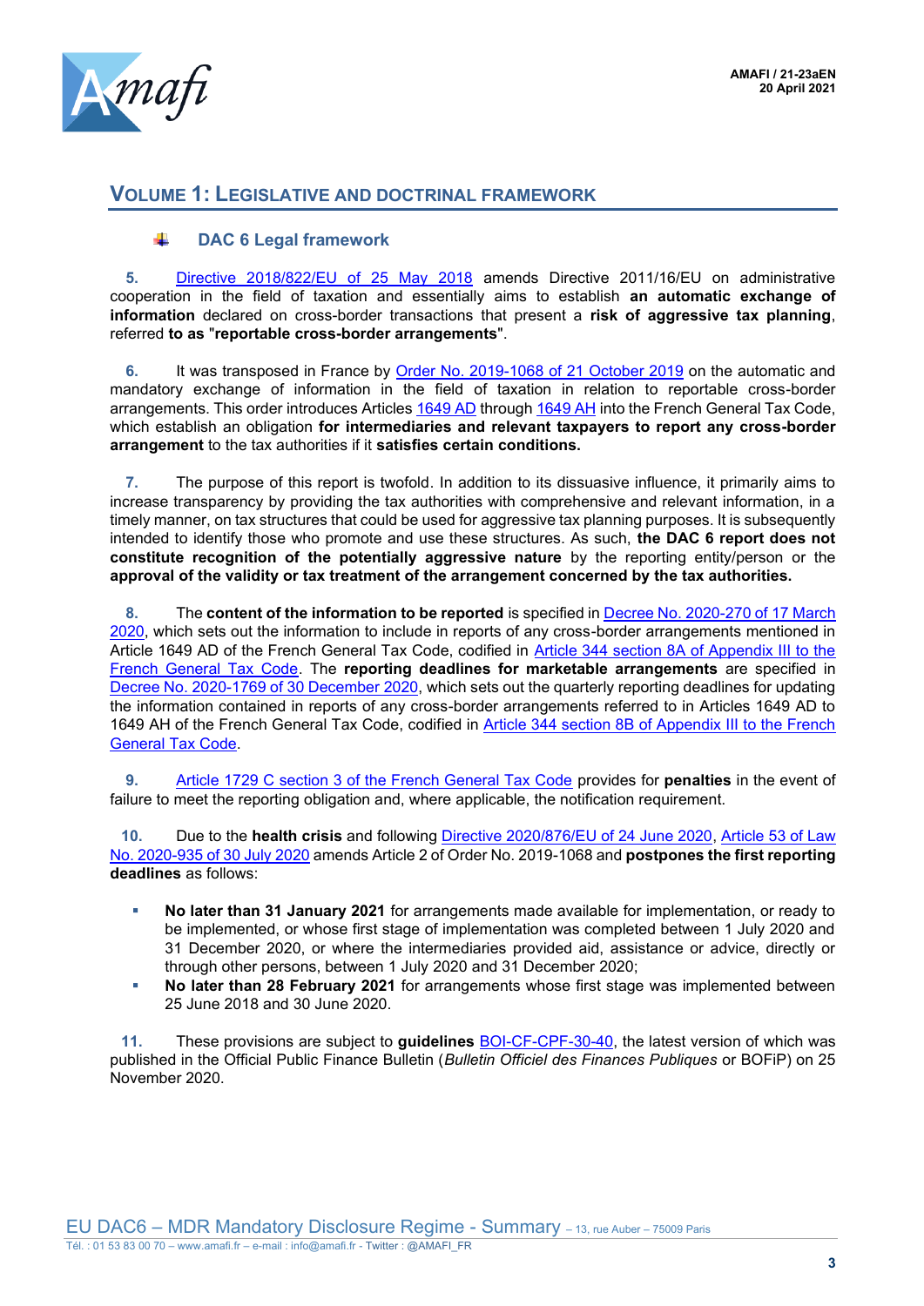# Volume 1: Legislative and Doctrinal Framework

## DAC 6 Legal framework

**5.** Directive 2018/822/EU of 25 May 2018 amends Directive 2011/16/EU on administrative cooperation in the field of taxation and essentially aims to establish **an automatic exchange of information** declared on cross-border transactions that present a **risk of aggressive tax planning**, referred **to as "reportable cross-border arrangements"**.

**6.** It was transposed in France by Order No. 2019-1068 of 21 October 2019 on the automatic and mandatory exchange of information in the field of taxation in relation to reportable cross-border arrangements. This order introduces Articles 1649 AD through 1649 AH into the French General Tax Code, which establish an obligation **for intermediaries and relevant taxpayers to report any cross-border arrangement** to the tax authorities if it **satisfies certain conditions.**

**7.** The purpose of this report is twofold. In addition to its dissuasive influence, it primarily aims to increase transparency by providing the tax authorities with comprehensive and relevant information, in a timely manner, on tax structures that could be used for aggressive tax planning purposes. It is subsequently intended to identify those who promote and use these structures. As such, **the DAC 6 report does not constitute recognition of the potentially aggressive nature** by the reporting entity/person or the **approval of the validity or tax treatment of the arrangement concerned by the tax authorities.**

**8.** The **content of the information to be reported** is specified in Decree No. 2020-270 of 17 March 2020, which sets out the information to include in reports of any cross-border arrangements mentioned in Article 1649 AD of the French General Tax Code, codified in Article 344 section 8A of Appendix III to the French General Tax Code. The **reporting deadlines for marketable arrangements** are specified in Decree No. 2020-1769 of 30 December 2020, which sets out the quarterly reporting deadlines for updating the information contained in reports of any cross-border arrangements referred to in Articles 1649 AD to 1649 AH of the French General Tax Code, codified in Article 344 section 8B of Appendix III to the French General Tax Code.

**9.** Article 1729 C section 3 of the French General Tax Code provides for **penalties** in the event of failure to meet the reporting obligation and, where applicable, the notification requirement.

**10.** Due to the **health crisis** and following Directive 2020/876/EU of 24 June 2020, Article 53 of Law No. 2020-935 of 30 July 2020 amends Article 2 of Order No. 2019-1068 and **postpones the first reporting deadlines** as follows:

- **No later than 31 January 2021** for arrangements made available for implementation, or ready to be implemented, or whose first stage of implementation was completed between 1 July 2020 and 31 December 2020, or where the intermediaries provided aid, assistance or advice, directly or through other persons, between 1 July 2020 and 31 December 2020;
- **No later than 28 February 2021** for arrangements whose first stage was implemented between 25 June 2018 and 30 June 2020.

**11.** These provisions are subject to **guidelines** BOI-CF-CPF-30-40, the latest version of which was published in the Official Public Finance Bulletin (*Bulletin Officiel des Finances Publiques* or BOFiP) on 25 November 2020.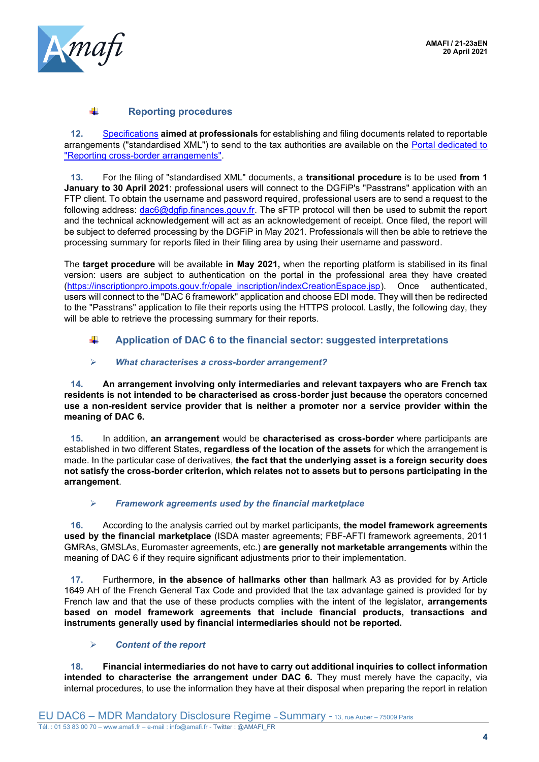## Reporting procedures

**12.** Specifications **aimed at professionals** for establishing and filing documents related to reportable arrangements ("standardised XML") to send to the tax authorities are available on the Portal dedicated to "Reporting cross-border arrangements".

**13.** For the filing of "standardised XML" documents, a **transitional procedure** is to be used **from 1 January to 30 April 2021**: professional users will connect to the DGFiP's "Passtrans" application with an FTP client. To obtain the username and password required, professional users are to send a request to the following address: dac6@dgfip.finances.gouv.fr. The sFTP protocol will then be used to submit the report and the technical acknowledgement will act as an acknowledgement of receipt. Once filed, the report will be subject to deferred processing by the DGFiP in May 2021. Professionals will then be able to retrieve the processing summary for reports filed in their filing area by using their username and password.

The **target procedure** will be available **in May 2021,** when the reporting platform is stabilised in its final version: users are subject to authentication on the portal in the professional area they have created (https://inscriptionpro.impots.gouv.fr/opale_inscription/indexCreationEspace.jsp). Once authenticated, users will connect to the "DAC 6 framework" application and choose EDI mode. They will then be redirected to the "Passtrans" application to file their reports using the HTTPS protocol. Lastly, the following day, they will be able to retrieve the processing summary for their reports.

## Application of DAC 6 to the financial sector: suggested interpretations

### *What characterises a cross-border arrangement?*

**14. An arrangement involving only intermediaries and relevant taxpayers who are French tax residents is not intended to be characterised as cross-border just because** the operators concerned **use a non-resident service provider that is neither a promoter nor a service provider within the meaning of DAC 6.**

**15.** In addition, **an arrangement** would be **characterised as cross-border** where participants are established in two different States, **regardless of the location of the assets** for which the arrangement is made. In the particular case of derivatives, **the fact that the underlying asset is a foreign security does not satisfy the cross-border criterion, which relates not to assets but to persons participating in the arrangement**.

### *Framework agreements used by the financial marketplace*

**16.** According to the analysis carried out by market participants, **the model framework agreements used by the financial marketplace** (ISDA master agreements; FBF-AFTI framework agreements, 2011 GMRAs, GMSLAs, Euromaster agreements, etc.) **are generally not marketable arrangements** within the meaning of DAC 6 if they require significant adjustments prior to their implementation.

**17.** Furthermore, **in the absence of hallmarks other than** hallmark A3 as provided for by Article 1649 AH of the French General Tax Code and provided that the tax advantage gained is provided for by French law and that the use of these products complies with the intent of the legislator, **arrangements based on model framework agreements that include financial products, transactions and instruments generally used by financial intermediaries should not be reported.**

### *Content of the report*

**18. Financial intermediaries do not have to carry out additional inquiries to collect information intended to characterise the arrangement under DAC 6.** They must merely have the capacity, via internal procedures, to use the information they have at their disposal when preparing the report in relation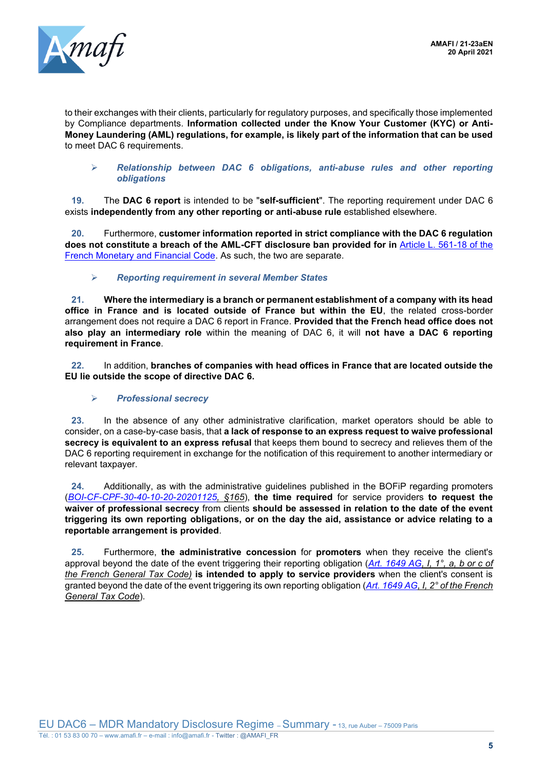to their exchanges with their clients, particularly for regulatory purposes, and specifically those implemented by Compliance departments. **Information collected under the Know Your Customer (KYC) or Anti-Money Laundering (AML) regulations, for example, is likely part of the information that can be used** to meet DAC 6 requirements.

> ***Relationship between DAC 6 obligations, anti-abuse rules and other reporting obligations***

**19.** The **DAC 6 report** is intended to be "**self-sufficient**". The reporting requirement under DAC 6 exists **independently from any other reporting or anti-abuse rule** established elsewhere.

**20.** Furthermore, **customer information reported in strict compliance with the DAC 6 regulation does not constitute a breach of the AML-CFT disclosure ban provided for in** Article L. 561-18 of the French Monetary and Financial Code. As such, the two are separate.

> ***Reporting requirement in several Member States***

**21.** **Where the intermediary is a branch or permanent establishment of a company with its head office in France and is located outside of France but within the EU**, the related cross-border arrangement does not require a DAC 6 report in France. **Provided that the French head office does not also play an intermediary role** within the meaning of DAC 6, it will **not have a DAC 6 reporting requirement in France**.

**22.** In addition, **branches of companies with head offices in France that are located outside the EU lie outside the scope of directive DAC 6.**

> ***Professional secrecy***

**23.** In the absence of any other administrative clarification, market operators should be able to consider, on a case-by-case basis, that **a lack of response to an express request to waive professional secrecy is equivalent to an express refusal** that keeps them bound to secrecy and relieves them of the DAC 6 reporting requirement in exchange for the notification of this requirement to another intermediary or relevant taxpayer.

**24.** Additionally, as with the administrative guidelines published in the BOFiP regarding promoters (*BOI-CF-CPF-30-40-10-20-20201125, §165*), **the time required** for service providers **to request the waiver of professional secrecy** from clients **should be assessed in relation to the date of the event triggering its own reporting obligations, or on the day the aid, assistance or advice relating to a reportable arrangement is provided**.

**25.** Furthermore, **the administrative concession** for **promoters** when they receive the client's approval beyond the date of the event triggering their reporting obligation (*Art. 1649 AG, I, 1°, a, b or c of the French General Tax Code)* **is intended to apply to service providers** when the client's consent is granted beyond the date of the event triggering its own reporting obligation (*Art. 1649 AG, I, 2° of the French General Tax Code*).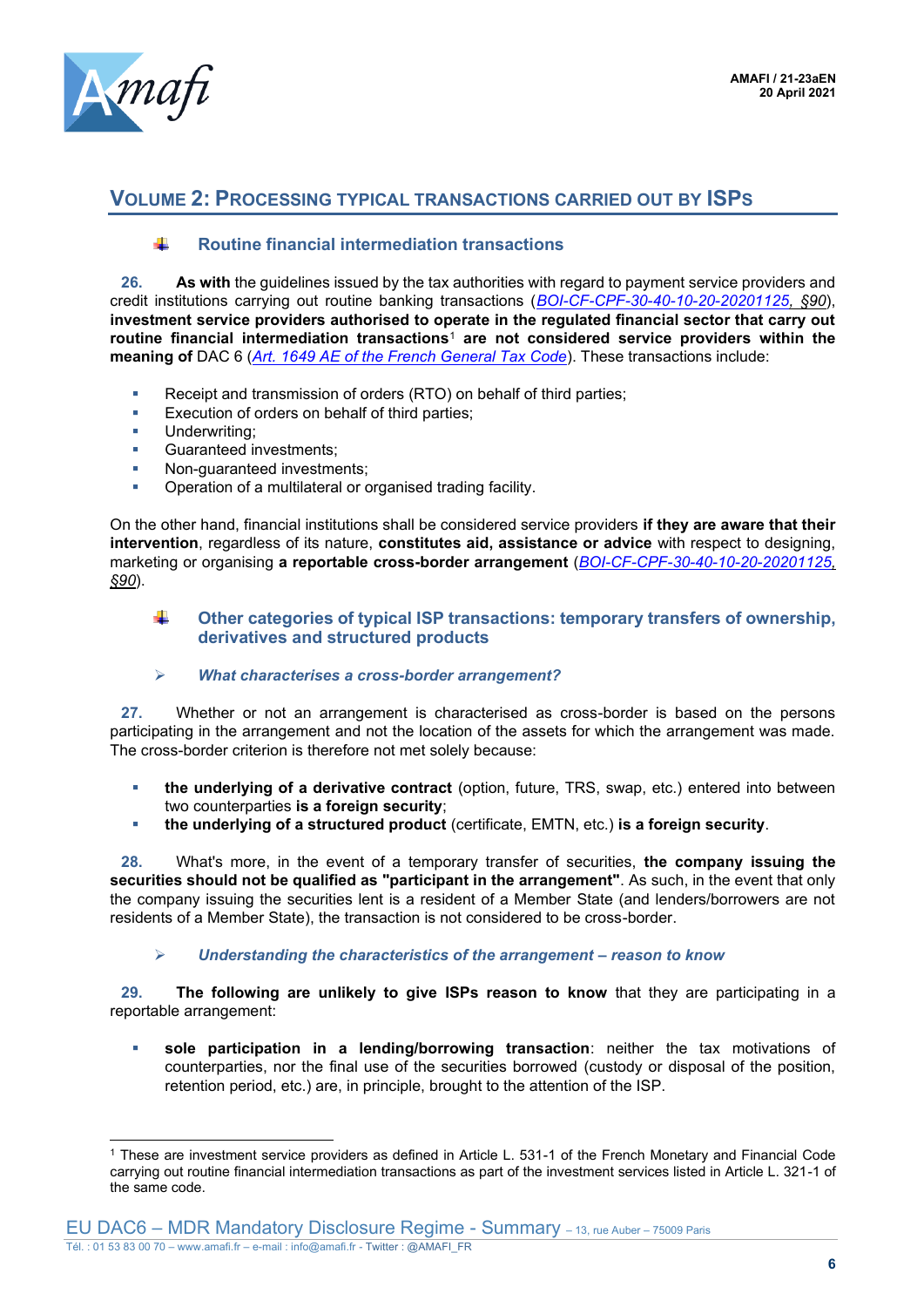## VOLUME 2: PROCESSING TYPICAL TRANSACTIONS CARRIED OUT BY ISPS

### Routine financial intermediation transactions

**26.** **As with** the guidelines issued by the tax authorities with regard to payment service providers and credit institutions carrying out routine banking transactions (*BOI-CF-CPF-30-40-10-20-20201125, §90*), **investment service providers authorised to operate in the regulated financial sector that carry out routine financial intermediation transactions**[1] **are not considered service providers within the meaning of** DAC 6 (*Art. 1649 AE of the French General Tax Code*). These transactions include:

- Receipt and transmission of orders (RTO) on behalf of third parties;
- Execution of orders on behalf of third parties;
- Underwriting;
- Guaranteed investments;
- Non-guaranteed investments;
- Operation of a multilateral or organised trading facility.

On the other hand, financial institutions shall be considered service providers **if they are aware that their intervention**, regardless of its nature, **constitutes aid, assistance or advice** with respect to designing, marketing or organising **a reportable cross-border arrangement** (*BOI-CF-CPF-30-40-10-20-20201125, §90*).

### Other categories of typical ISP transactions: temporary transfers of ownership, derivatives and structured products

#### *What characterises a cross-border arrangement?*

**27.** Whether or not an arrangement is characterised as cross-border is based on the persons participating in the arrangement and not the location of the assets for which the arrangement was made. The cross-border criterion is therefore not met solely because:

- **the underlying of a derivative contract** (option, future, TRS, swap, etc.) entered into between two counterparties **is a foreign security**;
- **the underlying of a structured product** (certificate, EMTN, etc.) **is a foreign security**.

**28.** What's more, in the event of a temporary transfer of securities, **the company issuing the securities should not be qualified as "participant in the arrangement"**. As such, in the event that only the company issuing the securities lent is a resident of a Member State (and lenders/borrowers are not residents of a Member State), the transaction is not considered to be cross-border.

#### *Understanding the characteristics of the arrangement – reason to know*

**29.** **The following are unlikely to give ISPs reason to know** that they are participating in a reportable arrangement:

- **sole participation in a lending/borrowing transaction**: neither the tax motivations of counterparties, nor the final use of the securities borrowed (custody or disposal of the position, retention period, etc.) are, in principle, brought to the attention of the ISP.

---

[1] These are investment service providers as defined in Article L. 531-1 of the French Monetary and Financial Code carrying out routine financial intermediation transactions as part of the investment services listed in Article L. 321-1 of the same code.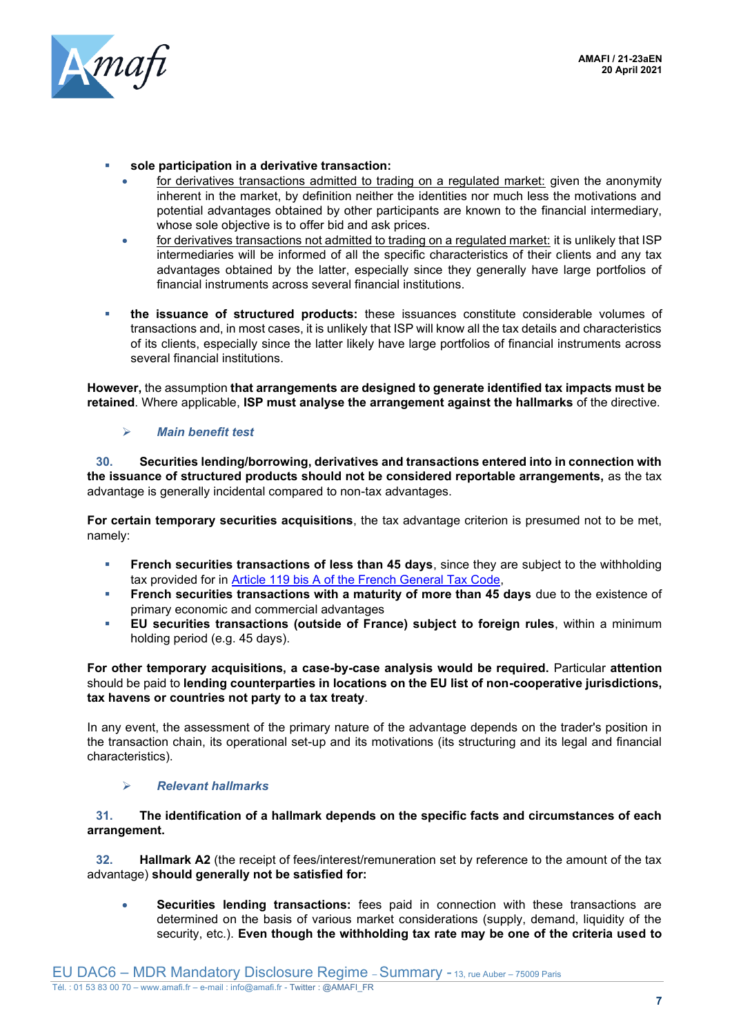- **sole participation in a derivative transaction:**
  - for derivatives transactions admitted to trading on a regulated market: given the anonymity inherent in the market, by definition neither the identities nor much less the motivations and potential advantages obtained by other participants are known to the financial intermediary, whose sole objective is to offer bid and ask prices.
  - for derivatives transactions not admitted to trading on a regulated market: it is unlikely that ISP intermediaries will be informed of all the specific characteristics of their clients and any tax advantages obtained by the latter, especially since they generally have large portfolios of financial instruments across several financial institutions.

- **the issuance of structured products:** these issuances constitute considerable volumes of transactions and, in most cases, it is unlikely that ISP will know all the tax details and characteristics of its clients, especially since the latter likely have large portfolios of financial instruments across several financial institutions.

**However,** the assumption **that arrangements are designed to generate identified tax impacts must be retained**. Where applicable, **ISP must analyse the arrangement against the hallmarks** of the directive.

### ➢ *Main benefit test*

**30. Securities lending/borrowing, derivatives and transactions entered into in connection with the issuance of structured products should not be considered reportable arrangements,** as the tax advantage is generally incidental compared to non-tax advantages.

**For certain temporary securities acquisitions**, the tax advantage criterion is presumed not to be met, namely:

- **French securities transactions of less than 45 days**, since they are subject to the withholding tax provided for in Article 119 bis A of the French General Tax Code,
- **French securities transactions with a maturity of more than 45 days** due to the existence of primary economic and commercial advantages
- **EU securities transactions (outside of France) subject to foreign rules**, within a minimum holding period (e.g. 45 days).

**For other temporary acquisitions, a case-by-case analysis would be required.** Particular **attention** should be paid to **lending counterparties in locations on the EU list of non-cooperative jurisdictions, tax havens or countries not party to a tax treaty**.

In any event, the assessment of the primary nature of the advantage depends on the trader's position in the transaction chain, its operational set-up and its motivations (its structuring and its legal and financial characteristics).

### ➢ *Relevant hallmarks*

**31. The identification of a hallmark depends on the specific facts and circumstances of each arrangement.**

**32. Hallmark A2** (the receipt of fees/interest/remuneration set by reference to the amount of the tax advantage) **should generally not be satisfied for:**

- **Securities lending transactions:** fees paid in connection with these transactions are determined on the basis of various market considerations (supply, demand, liquidity of the security, etc.). **Even though the withholding tax rate may be one of the criteria used to**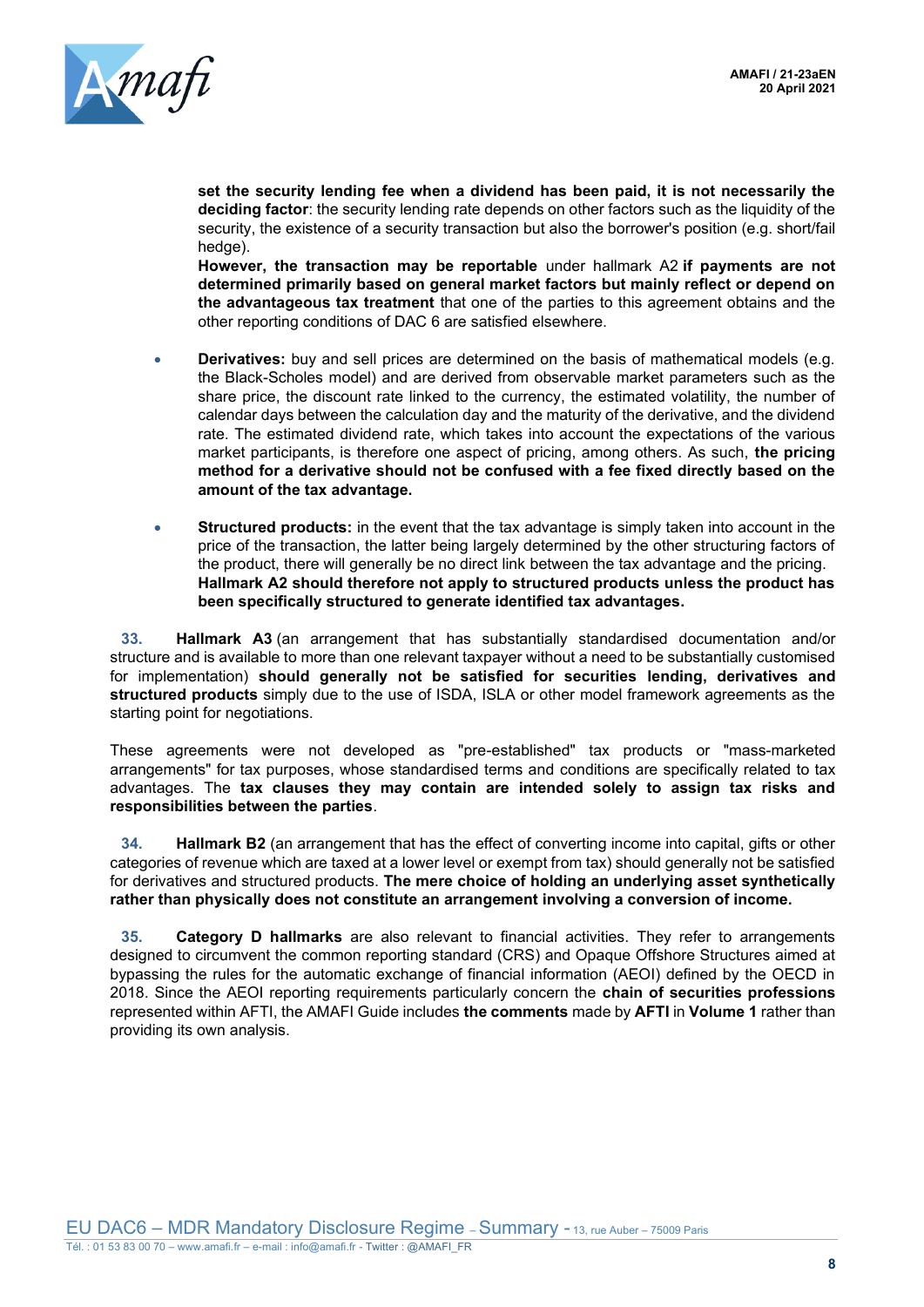**set the security lending fee when a dividend has been paid, it is not necessarily the deciding factor**: the security lending rate depends on other factors such as the liquidity of the security, the existence of a security transaction but also the borrower's position (e.g. short/fail hedge).

**However, the transaction may be reportable** under hallmark A2 **if payments are not determined primarily based on general market factors but mainly reflect or depend on the advantageous tax treatment** that one of the parties to this agreement obtains and the other reporting conditions of DAC 6 are satisfied elsewhere.

- **Derivatives:** buy and sell prices are determined on the basis of mathematical models (e.g. the Black-Scholes model) and are derived from observable market parameters such as the share price, the discount rate linked to the currency, the estimated volatility, the number of calendar days between the calculation day and the maturity of the derivative, and the dividend rate. The estimated dividend rate, which takes into account the expectations of the various market participants, is therefore one aspect of pricing, among others. As such, **the pricing method for a derivative should not be confused with a fee fixed directly based on the amount of the tax advantage.**

- **Structured products:** in the event that the tax advantage is simply taken into account in the price of the transaction, the latter being largely determined by the other structuring factors of the product, there will generally be no direct link between the tax advantage and the pricing. **Hallmark A2 should therefore not apply to structured products unless the product has been specifically structured to generate identified tax advantages.**

**33.** **Hallmark A3** (an arrangement that has substantially standardised documentation and/or structure and is available to more than one relevant taxpayer without a need to be substantially customised for implementation) **should generally not be satisfied for securities lending, derivatives and structured products** simply due to the use of ISDA, ISLA or other model framework agreements as the starting point for negotiations.

These agreements were not developed as "pre-established" tax products or "mass-marketed arrangements" for tax purposes, whose standardised terms and conditions are specifically related to tax advantages. The **tax clauses they may contain are intended solely to assign tax risks and responsibilities between the parties**.

**34.** **Hallmark B2** (an arrangement that has the effect of converting income into capital, gifts or other categories of revenue which are taxed at a lower level or exempt from tax) should generally not be satisfied for derivatives and structured products. **The mere choice of holding an underlying asset synthetically rather than physically does not constitute an arrangement involving a conversion of income.**

**35.** **Category D hallmarks** are also relevant to financial activities. They refer to arrangements designed to circumvent the common reporting standard (CRS) and Opaque Offshore Structures aimed at bypassing the rules for the automatic exchange of financial information (AEOI) defined by the OECD in 2018. Since the AEOI reporting requirements particularly concern the **chain of securities professions** represented within AFTI, the AMAFI Guide includes **the comments** made by **AFTI** in **Volume 1** rather than providing its own analysis.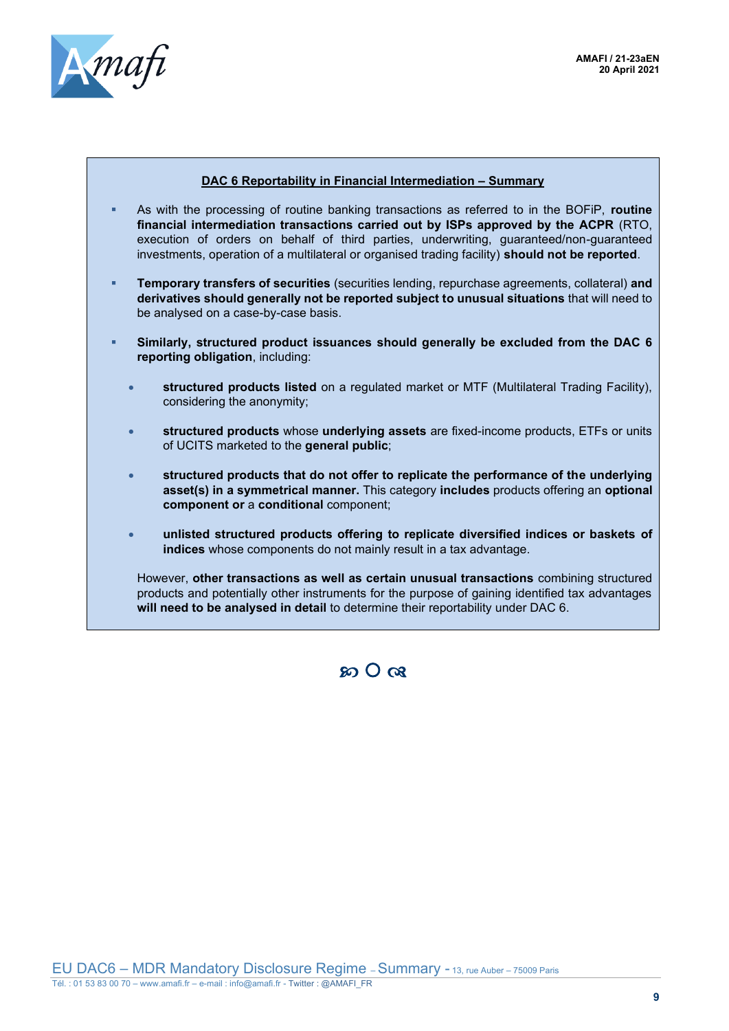**DAC 6 Reportability in Financial Intermediation – Summary**

- As with the processing of routine banking transactions as referred to in the BOFiP, **routine financial intermediation transactions carried out by ISPs approved by the ACPR** (RTO, execution of orders on behalf of third parties, underwriting, guaranteed/non-guaranteed investments, operation of a multilateral or organised trading facility) **should not be reported**.

- **Temporary transfers of securities** (securities lending, repurchase agreements, collateral) **and derivatives should generally not be reported subject to unusual situations** that will need to be analysed on a case-by-case basis.

- **Similarly, structured product issuances should generally be excluded from the DAC 6 reporting obligation**, including:

  - **structured products listed** on a regulated market or MTF (Multilateral Trading Facility), considering the anonymity;

  - **structured products** whose **underlying assets** are fixed-income products, ETFs or units of UCITS marketed to the **general public**;

  - **structured products that do not offer to replicate the performance of the underlying asset(s) in a symmetrical manner.** This category **includes** products offering an **optional component or** a **conditional** component;

  - **unlisted structured products offering to replicate diversified indices or baskets of indices** whose components do not mainly result in a tax advantage.

  However, **other transactions as well as certain unusual transactions** combining structured products and potentially other instruments for the purpose of gaining identified tax advantages **will need to be analysed in detail** to determine their reportability under DAC 6.

ꟷ O ꟷ